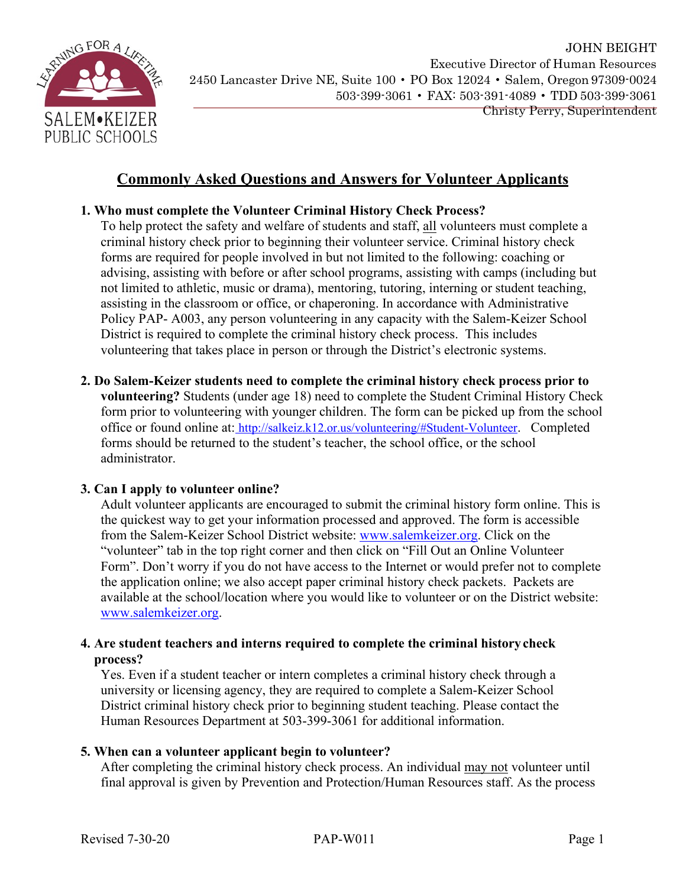SALEM•KEIZER PUBLIC SCHOOLS

JOHN BEIGHT
Executive Director of Human Resources
2450 Lancaster Drive NE, Suite 100 • PO Box 12024 • Salem, Oregon 97309-0024
503-399-3061 • FAX: 503-391-4089 • TDD 503-399-3061
Christy Perry, Superintendent

# Commonly Asked Questions and Answers for Volunteer Applicants

**1. Who must complete the Volunteer Criminal History Check Process?**

To help protect the safety and welfare of students and staff, all volunteers must complete a criminal history check prior to beginning their volunteer service. Criminal history check forms are required for people involved in but not limited to the following: coaching or advising, assisting with before or after school programs, assisting with camps (including but not limited to athletic, music or drama), mentoring, tutoring, interning or student teaching, assisting in the classroom or office, or chaperoning. In accordance with Administrative Policy PAP- A003, any person volunteering in any capacity with the Salem-Keizer School District is required to complete the criminal history check process. This includes volunteering that takes place in person or through the District's electronic systems.

**2. Do Salem-Keizer students need to complete the criminal history check process prior to volunteering?** Students (under age 18) need to complete the Student Criminal History Check form prior to volunteering with younger children. The form can be picked up from the school office or found online at: http://salkeiz.k12.or.us/volunteering/#Student-Volunteer. Completed forms should be returned to the student's teacher, the school office, or the school administrator.

**3. Can I apply to volunteer online?**

Adult volunteer applicants are encouraged to submit the criminal history form online. This is the quickest way to get your information processed and approved. The form is accessible from the Salem-Keizer School District website: www.salemkeizer.org. Click on the "volunteer" tab in the top right corner and then click on "Fill Out an Online Volunteer Form". Don't worry if you do not have access to the Internet or would prefer not to complete the application online; we also accept paper criminal history check packets. Packets are available at the school/location where you would like to volunteer or on the District website: www.salemkeizer.org.

**4. Are student teachers and interns required to complete the criminal history check process?**

Yes. Even if a student teacher or intern completes a criminal history check through a university or licensing agency, they are required to complete a Salem-Keizer School District criminal history check prior to beginning student teaching. Please contact the Human Resources Department at 503-399-3061 for additional information.

**5. When can a volunteer applicant begin to volunteer?**

After completing the criminal history check process. An individual may not volunteer until final approval is given by Prevention and Protection/Human Resources staff. As the process

Revised 7-30-20 PAP-W011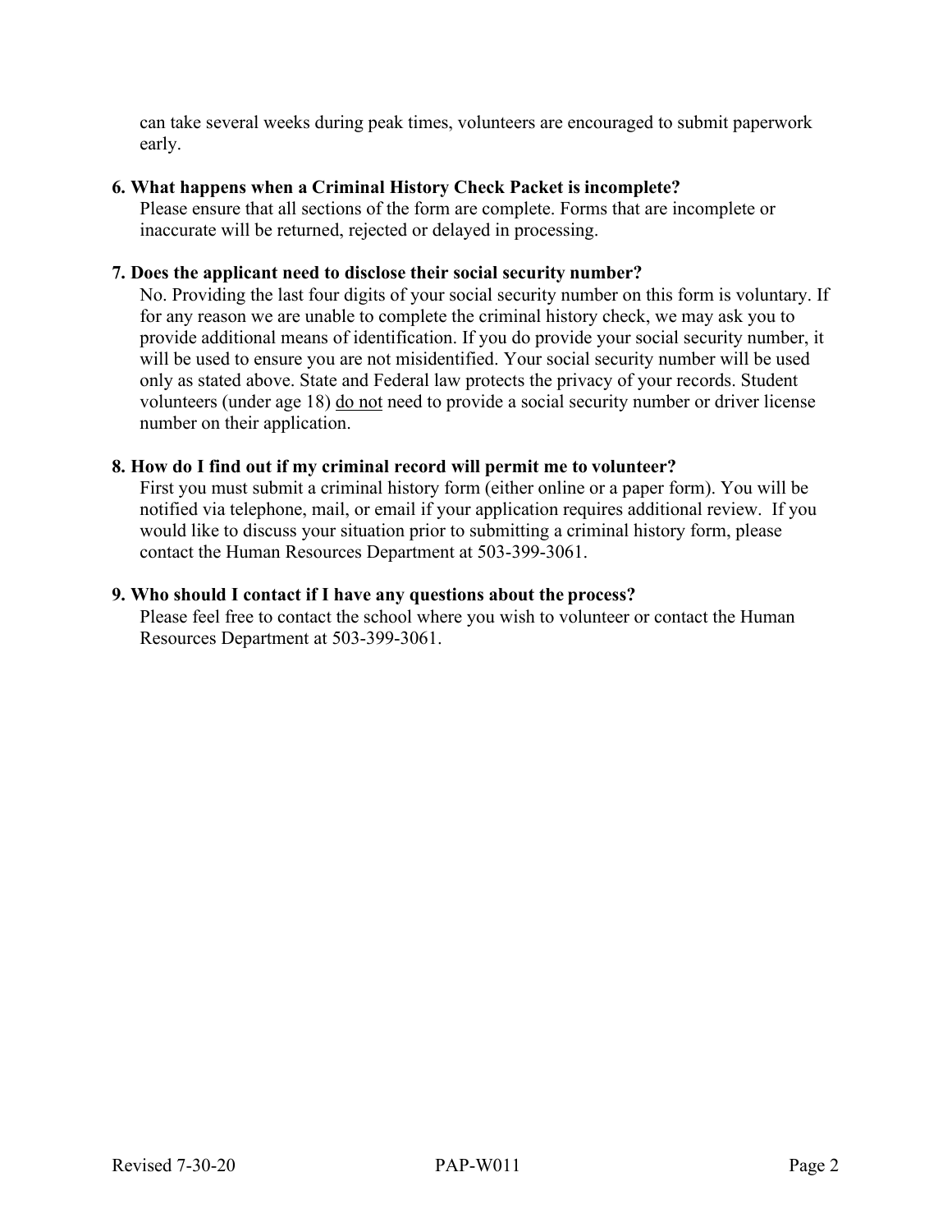can take several weeks during peak times, volunteers are encouraged to submit paperwork early.

**6. What happens when a Criminal History Check Packet is incomplete?**

Please ensure that all sections of the form are complete. Forms that are incomplete or inaccurate will be returned, rejected or delayed in processing.

**7. Does the applicant need to disclose their social security number?**

No. Providing the last four digits of your social security number on this form is voluntary. If for any reason we are unable to complete the criminal history check, we may ask you to provide additional means of identification. If you do provide your social security number, it will be used to ensure you are not misidentified. Your social security number will be used only as stated above. State and Federal law protects the privacy of your records. Student volunteers (under age 18) <u>do not</u> need to provide a social security number or driver license number on their application.

**8. How do I find out if my criminal record will permit me to volunteer?**

First you must submit a criminal history form (either online or a paper form). You will be notified via telephone, mail, or email if your application requires additional review. If you would like to discuss your situation prior to submitting a criminal history form, please contact the Human Resources Department at 503-399-3061.

**9. Who should I contact if I have any questions about the process?**

Please feel free to contact the school where you wish to volunteer or contact the Human Resources Department at 503-399-3061.